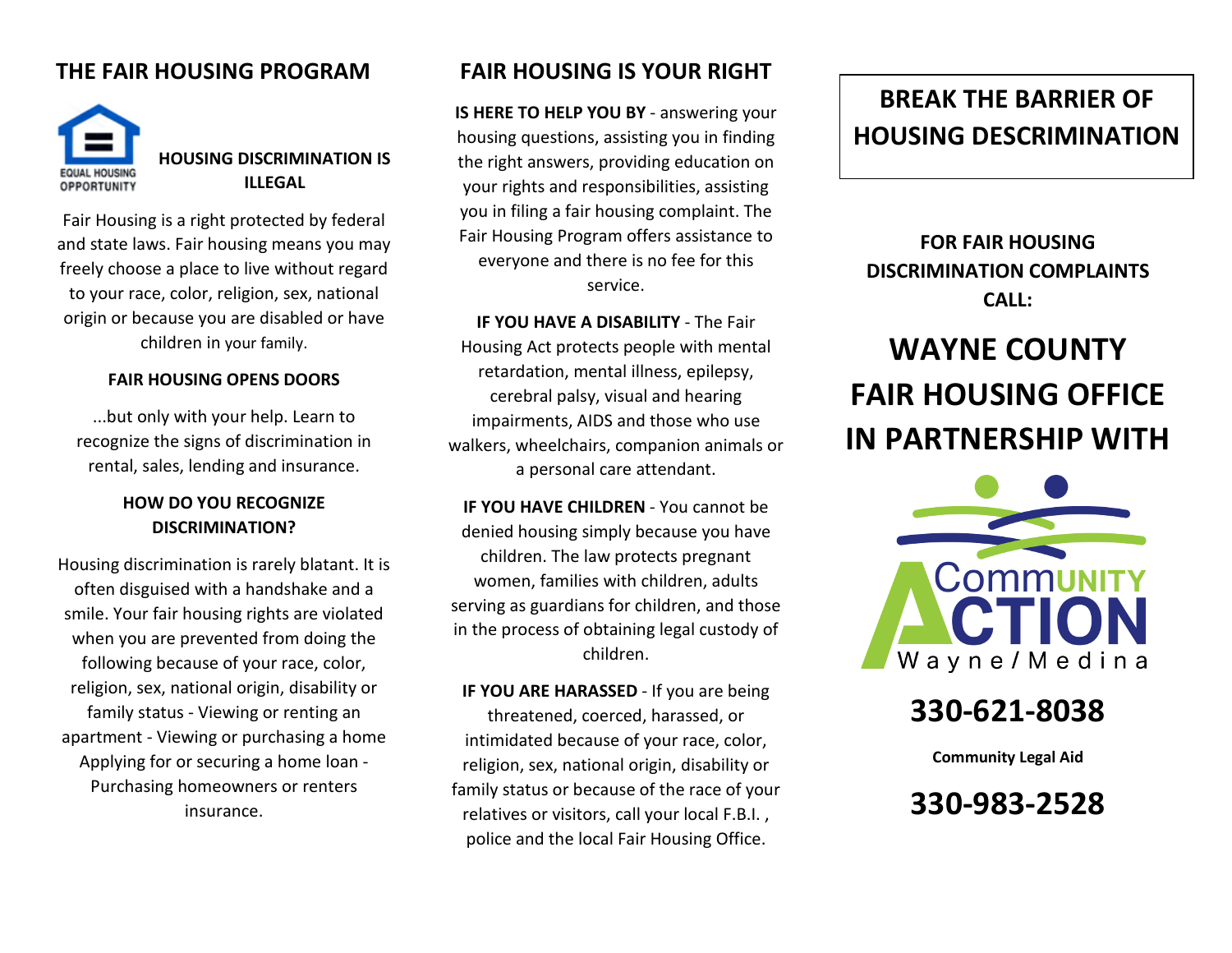## THE FAIR HOUSING PROGRAM

EQUAL HOUSING OPPORTUNITY

### HOUSING DISCRIMINATION IS ILLEGAL

Fair Housing is a right protected by federal and state laws. Fair housing means you may freely choose a place to live without regard to your race, color, religion, sex, national origin or because you are disabled or have children in your family.

### FAIR HOUSING OPENS DOORS

...but only with your help. Learn to recognize the signs of discrimination in rental, sales, lending and insurance.

### HOW DO YOU RECOGNIZE DISCRIMINATION?

Housing discrimination is rarely blatant. It is often disguised with a handshake and a smile. Your fair housing rights are violated when you are prevented from doing the following because of your race, color, religion, sex, national origin, disability or family status - Viewing or renting an apartment - Viewing or purchasing a home Applying for or securing a home loan - Purchasing homeowners or renters insurance.

## FAIR HOUSING IS YOUR RIGHT

**IS HERE TO HELP YOU BY** - answering your housing questions, assisting you in finding the right answers, providing education on your rights and responsibilities, assisting you in filing a fair housing complaint. The Fair Housing Program offers assistance to everyone and there is no fee for this service.

**IF YOU HAVE A DISABILITY** - The Fair Housing Act protects people with mental retardation, mental illness, epilepsy, cerebral palsy, visual and hearing impairments, AIDS and those who use walkers, wheelchairs, companion animals or a personal care attendant.

**IF YOU HAVE CHILDREN** - You cannot be denied housing simply because you have children. The law protects pregnant women, families with children, adults serving as guardians for children, and those in the process of obtaining legal custody of children.

**IF YOU ARE HARASSED** - If you are being threatened, coerced, harassed, or intimidated because of your race, color, religion, sex, national origin, disability or family status or because of the race of your relatives or visitors, call your local F.B.I. , police and the local Fair Housing Office.

## BREAK THE BARRIER OF HOUSING DESCRIMINATION

**FOR FAIR HOUSING DISCRIMINATION COMPLAINTS CALL:**

# WAYNE COUNTY FAIR HOUSING OFFICE IN PARTNERSHIP WITH

Community Action Wayne/Medina

## 330-621-8038

**Community Legal Aid**

## 330-983-2528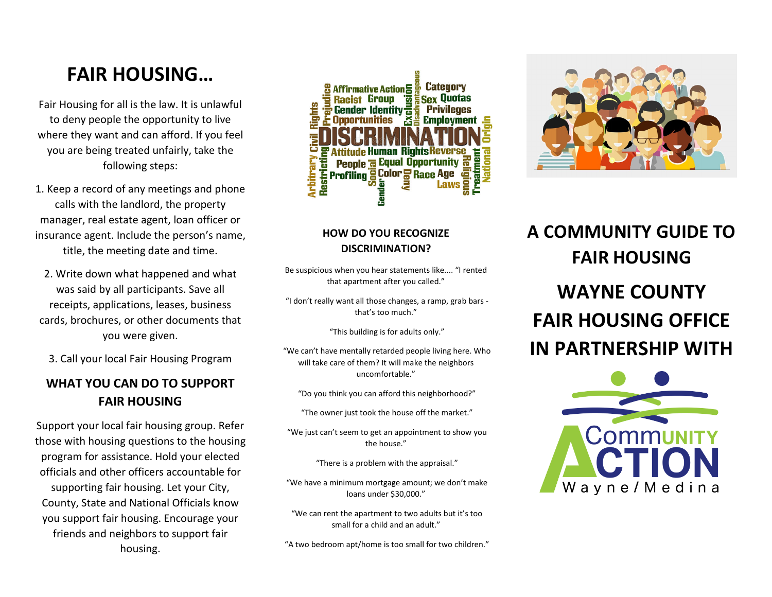# FAIR HOUSING…

Fair Housing for all is the law. It is unlawful to deny people the opportunity to live where they want and can afford. If you feel you are being treated unfairly, take the following steps:

1. Keep a record of any meetings and phone calls with the landlord, the property manager, real estate agent, loan officer or insurance agent. Include the person's name, title, the meeting date and time.
2. Write down what happened and what was said by all participants. Save all receipts, applications, leases, business cards, brochures, or other documents that you were given.
3. Call your local Fair Housing Program

## WHAT YOU CAN DO TO SUPPORT FAIR HOUSING

Support your local fair housing group. Refer those with housing questions to the housing program for assistance. Hold your elected officials and other officers accountable for supporting fair housing. Let your City, County, State and National Officials know you support fair housing. Encourage your friends and neighbors to support fair housing.

## HOW DO YOU RECOGNIZE DISCRIMINATION?

Be suspicious when you hear statements like.... "I rented that apartment after you called."

"I don't really want all those changes, a ramp, grab bars - that's too much."

"This building is for adults only."

"We can't have mentally retarded people living here. Who will take care of them? It will make the neighbors uncomfortable."

"Do you think you can afford this neighborhood?"

"The owner just took the house off the market."

"We just can't seem to get an appointment to show you the house."

"There is a problem with the appraisal."

"We have a minimum mortgage amount; we don't make loans under $30,000."

"We can rent the apartment to two adults but it's too small for a child and an adult."

"A two bedroom apt/home is too small for two children."

# A COMMUNITY GUIDE TO FAIR HOUSING

## WAYNE COUNTY FAIR HOUSING OFFICE IN PARTNERSHIP WITH

Community ACTION Wayne/Medina